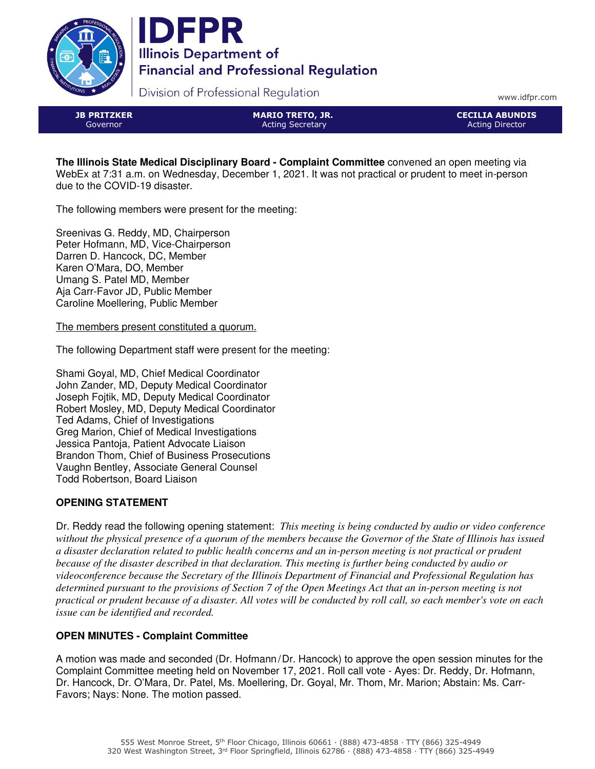**IDFPR**
**Illinois Department of Financial and Professional Regulation**
Division of Professional Regulation

www.idfpr.com

| **JB PRITZKER** Governor | **MARIO TRETO, JR.** Acting Secretary | **CECILIA ABUNDIS** Acting Director |
|---|---|---|

**The Illinois State Medical Disciplinary Board - Complaint Committee** convened an open meeting via WebEx at 7:31 a.m. on Wednesday, December 1, 2021. It was not practical or prudent to meet in-person due to the COVID-19 disaster.

The following members were present for the meeting:

Sreenivas G. Reddy, MD, Chairperson
Peter Hofmann, MD, Vice-Chairperson
Darren D. Hancock, DC, Member
Karen O'Mara, DO, Member
Umang S. Patel MD, Member
Aja Carr-Favor JD, Public Member
Caroline Moellering, Public Member

<u>The members present constituted a quorum.</u>

The following Department staff were present for the meeting:

Shami Goyal, MD, Chief Medical Coordinator
John Zander, MD, Deputy Medical Coordinator
Joseph Fojtik, MD, Deputy Medical Coordinator
Robert Mosley, MD, Deputy Medical Coordinator
Ted Adams, Chief of Investigations
Greg Marion, Chief of Medical Investigations
Jessica Pantoja, Patient Advocate Liaison
Brandon Thom, Chief of Business Prosecutions
Vaughn Bentley, Associate General Counsel
Todd Robertson, Board Liaison

## OPENING STATEMENT

Dr. Reddy read the following opening statement: *This meeting is being conducted by audio or video conference without the physical presence of a quorum of the members because the Governor of the State of Illinois has issued a disaster declaration related to public health concerns and an in-person meeting is not practical or prudent because of the disaster described in that declaration. This meeting is further being conducted by audio or videoconference because the Secretary of the Illinois Department of Financial and Professional Regulation has determined pursuant to the provisions of Section 7 of the Open Meetings Act that an in-person meeting is not practical or prudent because of a disaster. All votes will be conducted by roll call, so each member's vote on each issue can be identified and recorded.*

## OPEN MINUTES - Complaint Committee

A motion was made and seconded (Dr. Hofmann/Dr. Hancock) to approve the open session minutes for the Complaint Committee meeting held on November 17, 2021. Roll call vote - Ayes: Dr. Reddy, Dr. Hofmann, Dr. Hancock, Dr. O'Mara, Dr. Patel, Ms. Moellering, Dr. Goyal, Mr. Thom, Mr. Marion; Abstain: Ms. Carr-Favors; Nays: None. The motion passed.

555 West Monroe Street, 5th Floor Chicago, Illinois 60661 · (888) 473-4858 · TTY (866) 325-4949
320 West Washington Street, 3rd Floor Springfield, Illinois 62786 · (888) 473-4858 · TTY (866) 325-4949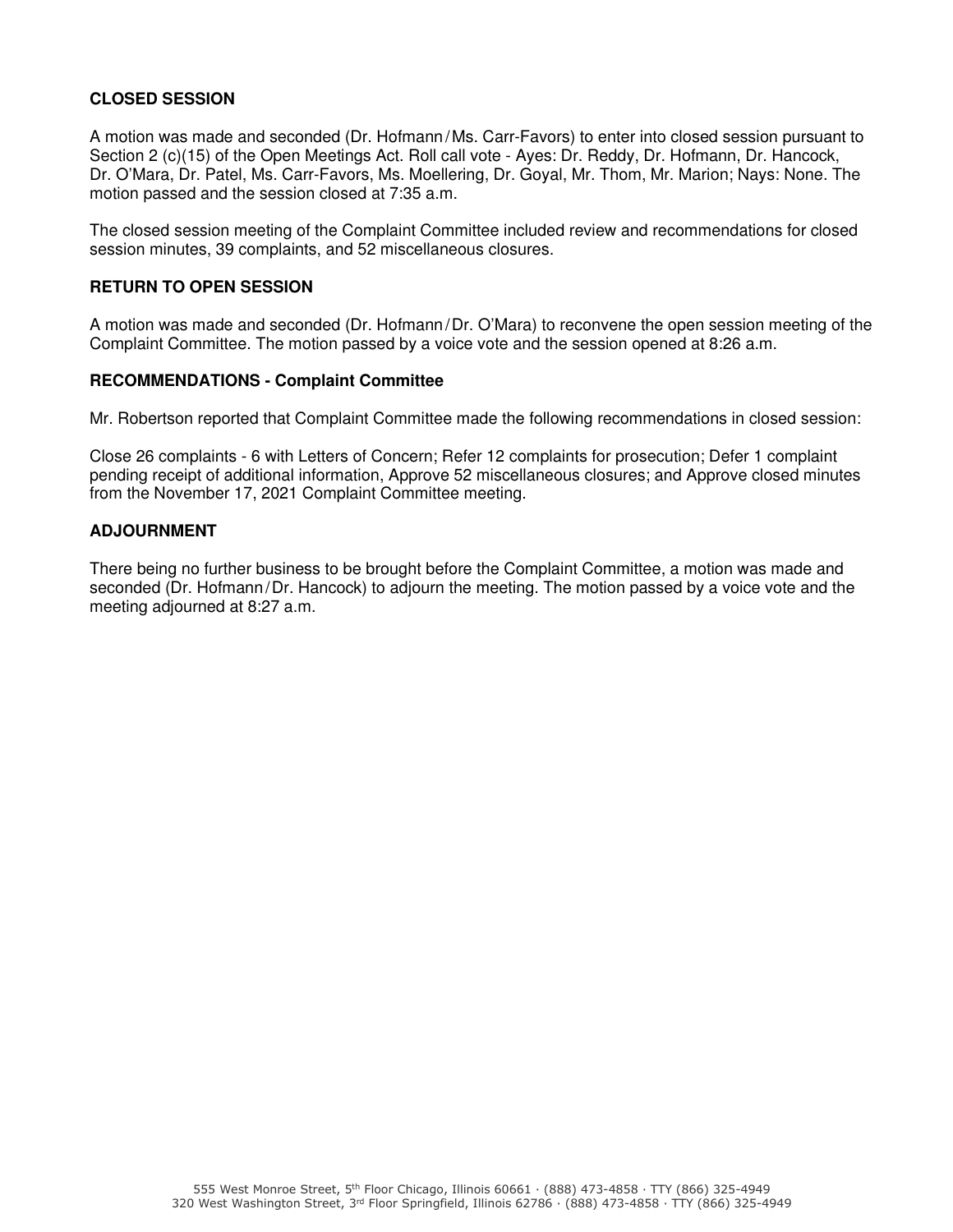## CLOSED SESSION

A motion was made and seconded (Dr. Hofmann / Ms. Carr-Favors) to enter into closed session pursuant to Section 2 (c)(15) of the Open Meetings Act. Roll call vote - Ayes: Dr. Reddy, Dr. Hofmann, Dr. Hancock, Dr. O'Mara, Dr. Patel, Ms. Carr-Favors, Ms. Moellering, Dr. Goyal, Mr. Thom, Mr. Marion; Nays: None. The motion passed and the session closed at 7:35 a.m.

The closed session meeting of the Complaint Committee included review and recommendations for closed session minutes, 39 complaints, and 52 miscellaneous closures.

## RETURN TO OPEN SESSION

A motion was made and seconded (Dr. Hofmann / Dr. O'Mara) to reconvene the open session meeting of the Complaint Committee. The motion passed by a voice vote and the session opened at 8:26 a.m.

## RECOMMENDATIONS - Complaint Committee

Mr. Robertson reported that Complaint Committee made the following recommendations in closed session:

Close 26 complaints - 6 with Letters of Concern; Refer 12 complaints for prosecution; Defer 1 complaint pending receipt of additional information, Approve 52 miscellaneous closures; and Approve closed minutes from the November 17, 2021 Complaint Committee meeting.

## ADJOURNMENT

There being no further business to be brought before the Complaint Committee, a motion was made and seconded (Dr. Hofmann / Dr. Hancock) to adjourn the meeting. The motion passed by a voice vote and the meeting adjourned at 8:27 a.m.